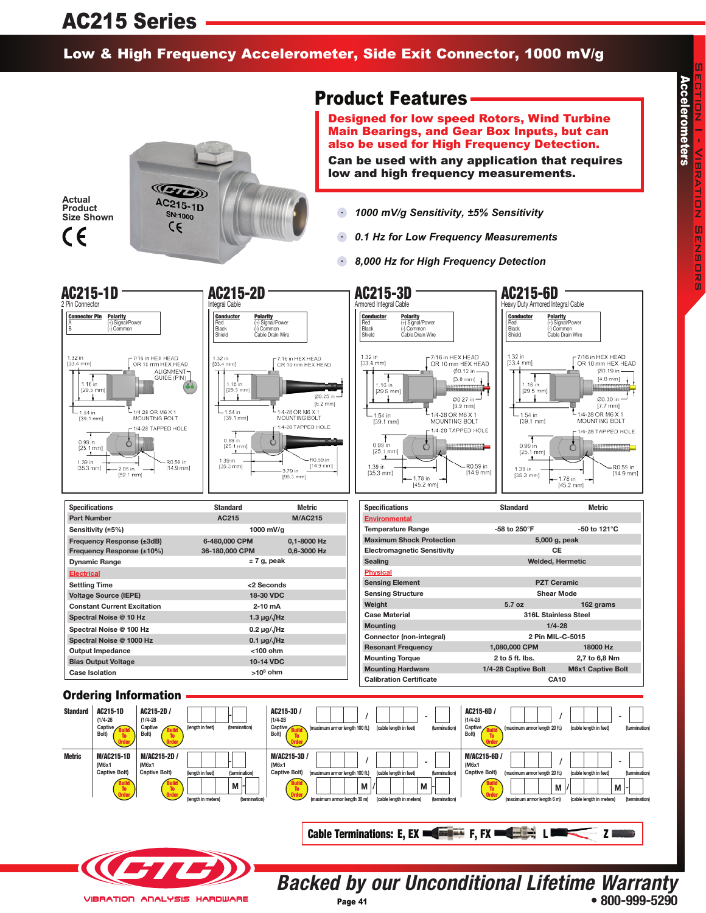# AC215 Series

## Low & High Frequency Accelerometer, Side Exit Connector, 1000 mV/g

Actual Product Size Shown

AC215-1D
SN:1000

## Product Features

**Designed for low speed Rotors, Wind Turbine Main Bearings, and Gear Box Inputs, but can also be used for High Frequency Detection.**

**Can be used with any application that requires low and high frequency measurements.**

- *1000 mV/g Sensitivity, ±5% Sensitivity*
- *0.1 Hz for Low Frequency Measurements*
- *8,000 Hz for High Frequency Detection*

### AC215-1D

2 Pin Connector

| Connector Pin | Polarity |
|---|---|
| A | (+) Signal/Power |
| B | (-) Common |

1.32 in [33.4 mm]; 7/16 in HEX HEAD OR 10 mm HEX HEAD; ALIGNMENT GUIDE (PIN); 1.16 in [29.5 mm]; 1.54 in [39.1 mm]; 1/4-28 OR M6 X 1 MOUNTING BOLT; 1/4-28 TAPPED HOLE; 0.99 in [25.1 mm]; 1.39 in [35.3 mm]; 2.05 in [52.1 mm]; R0.59 in [14.9 mm]

### AC215-2D

Integral Cable

| Conductor | Polarity |
|---|---|
| Red | (+) Signal/Power |
| Black | (-) Common |
| Shield | Cable Drain Wire |

1.32 in [33.4 mm]; 7/16 in HEX HEAD OR 10 mm HEX HEAD; 1.16 in [29.5 mm]; Ø0.25 in [6.2 mm]; 1.54 in [39.1 mm]; 1/4-28 OR M6 X 1 MOUNTING BOLT; 1/4-28 TAPPED HOLE; 0.99 in [25.1 mm]; 1.39 in [35.3 mm]; 3.79 in [96.3 mm]; R0.59 in [14.9 mm]

### AC215-3D

Armored Integral Cable

| Conductor | Polarity |
|---|---|
| Red | (+) Signal/Power |
| Black | (-) Common |
| Shield | Cable Drain Wire |

1.32 in [33.4 mm]; 7/16 in HEX HEAD OR 10 mm HEX HEAD; Ø0.12 in [3.0 mm]; 1.16 in [29.5 mm]; Ø0.27 in [6.9 mm]; 1.54 in [39.1 mm]; 1/4-28 OR M6 X 1 MOUNTING BOLT; 1/4-28 TAPPED HOLE; 0.99 in [25.1 mm]; 1.39 in [35.3 mm]; 1.78 in [45.2 mm]; R0.59 in [14.9 mm]

### AC215-6D

Heavy Duty Armored Integral Cable

| Conductor | Polarity |
|---|---|
| Red | (+) Signal/Power |
| Black | (-) Common |
| Shield | Cable Drain Wire |

1.32 in [33.4 mm]; 7/16 in HEX HEAD OR 10 mm HEX HEAD; Ø0.19 in [4.8 mm]; 1.16 in [29.5 mm]; Ø0.30 in [7.7 mm]; 1.54 in [39.1 mm]; 1/4-28 OR M6 X 1 MOUNTING BOLT; 1/4-28 TAPPED HOLE; 0.99 in [25.1 mm]; 1.39 in [35.3 mm]; 1.78 in [45.2 mm]; R0.59 in [14.9 mm]

| Specifications | Standard | Metric |
|---|---|---|
| Part Number | AC215 | M/AC215 |
| Sensitivity (±5%) | 1000 mV/g | |
| Frequency Response (±3dB) | 6-480,000 CPM | 0,1-8000 Hz |
| Frequency Response (±10%) | 36-180,000 CPM | 0,6-3000 Hz |
| Dynamic Range | ± 7 g, peak | |
| **Electrical** | | |
| Settling Time | <2 Seconds | |
| Voltage Source (IEPE) | 18-30 VDC | |
| Constant Current Excitation | 2-10 mA | |
| Spectral Noise @ 10 Hz | 1.3 μg/√Hz | |
| Spectral Noise @ 100 Hz | 0.2 μg/√Hz | |
| Spectral Noise @ 1000 Hz | 0.1 μg/√Hz | |
| Output Impedance | <100 ohm | |
| Bias Output Voltage | 10-14 VDC | |
| Case Isolation | >10[8] ohm | |

| Specifications | Standard | Metric |
|---|---|---|
| **Environmental** | | |
| Temperature Range | -58 to 250°F | -50 to 121°C |
| Maximum Shock Protection | 5,000 g, peak | |
| Electromagnetic Sensitivity | CE | |
| Sealing | Welded, Hermetic | |
| **Physical** | | |
| Sensing Element | PZT Ceramic | |
| Sensing Structure | Shear Mode | |
| Weight | 5.7 oz | 162 grams |
| Case Material | 316L Stainless Steel | |
| Mounting | 1/4-28 | |
| Connector (non-integral) | 2 Pin MIL-C-5015 | |
| Resonant Frequency | 1,080,000 CPM | 18000 Hz |
| Mounting Torque | 2 to 5 ft. lbs. | 2,7 to 6,8 Nm |
| Mounting Hardware | 1/4-28 Captive Bolt | M6x1 Captive Bolt |
| Calibration Certificate | CA10 | |

## Ordering Information

**Standard**

- AC215-1D (1/4-28 Captive Bolt) — Build To Order
- AC215-2D / (1/4-28 Captive Bolt) — Build To Order — [ ][ ][ ] (length in feet) - [ ] (termination)
- AC215-3D / (1/4-28 Captive Bolt) — Build To Order — [ ][ ][ ] (maximum armor length 100 ft.) / [ ][ ][ ] (cable length in feet) - [ ] (termination)
- AC215-6D / (1/4-28 Captive Bolt) — Build To Order — [ ][ ][ ] (maximum armor length 20 ft.) / [ ][ ][ ] (cable length in feet) - [ ] (termination)

**Metric**

- M/AC215-1D (M6x1 Captive Bolt) — Build To Order
- M/AC215-2D / (M6x1 Captive Bolt) — Build To Order — [ ][ ][ ] (length in feet) - [ ] (termination); [ ][ ] M - [ ] (length in meters) (termination)
- M/AC215-3D / (M6x1 Captive Bolt) — Build To Order — [ ][ ][ ] (maximum armor length 100 ft.) / [ ][ ][ ] (cable length in feet) - [ ] (termination); [ ][ ] M / (maximum armor length 30 m) [ ][ ] M - [ ] (cable length in meters) (termination)
- M/AC215-6D / (M6x1 Captive Bolt) — Build To Order — [ ][ ][ ] (maximum armor length 20 ft.) / [ ][ ][ ] (cable length in feet) - [ ] (termination); [ ][ ] M / (maximum armor length 6 m) [ ][ ] M - [ ] (cable length in meters) (termination)

**Cable Terminations: E, EX F, FX L Z**

VIBRATION ANALYSIS HARDWARE

*Backed by our Unconditional Lifetime Warranty*

• 800-999-5290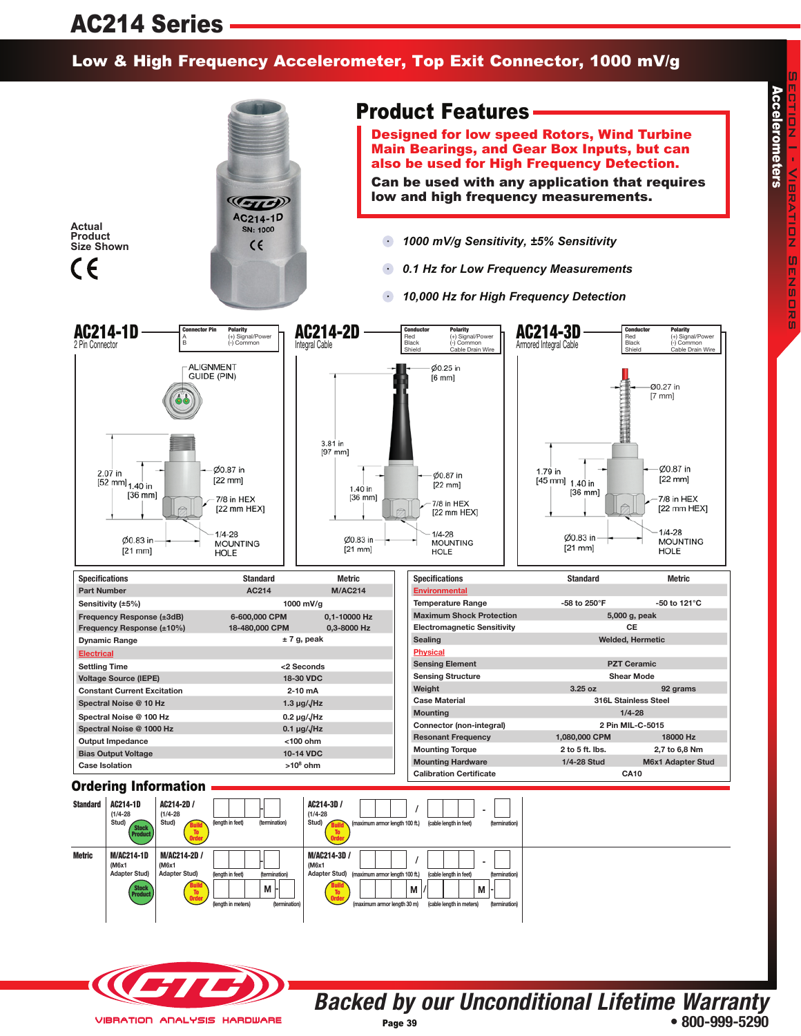# AC214 Series

## Low & High Frequency Accelerometer, Top Exit Connector, 1000 mV/g

Actual Product Size Shown

CE

## Product Features

**Designed for low speed Rotors, Wind Turbine Main Bearings, and Gear Box Inputs, but can also be used for High Frequency Detection.**

**Can be used with any application that requires low and high frequency measurements.**

- *1000 mV/g Sensitivity, ±5% Sensitivity*
- *0.1 Hz for Low Frequency Measurements*
- *10,000 Hz for High Frequency Detection*

### AC214-1D
2 Pin Connector

| Connector Pin | Polarity |
|---|---|
| A | (+) Signal/Power |
| B | (-) Common |

ALIGNMENT GUIDE (PIN)

2.07 in [52 mm]
1.40 in [36 mm]
Ø0.87 in [22 mm]
7/8 in HEX [22 mm HEX]
Ø0.83 in [21 mm]
1/4-28 MOUNTING HOLE

### AC214-2D
Integral Cable

| Conductor | Polarity |
|---|---|
| Red | (+) Signal/Power |
| Black | (-) Common |
| Shield | Cable Drain Wire |

Ø0.25 in [6 mm]
3.81 in [97 mm]
1.40 in [36 mm]
Ø0.87 in [22 mm]
7/8 in HEX [22 mm HEX]
Ø0.83 in [21 mm]
1/4-28 MOUNTING HOLE

### AC214-3D
Armored Integral Cable

| Conductor | Polarity |
|---|---|
| Red | (+) Signal/Power |
| Black | (-) Common |
| Shield | Cable Drain Wire |

Ø0.27 in [7 mm]
1.79 in [45 mm]
1.40 in [36 mm]
Ø0.87 in [22 mm]
7/8 in HEX [22 mm HEX]
Ø0.83 in [21 mm]
1/4-28 MOUNTING HOLE

| Specifications | Standard | Metric |
|---|---|---|
| Part Number | AC214 | M/AC214 |
| Sensitivity (±5%) | 1000 mV/g | |
| Frequency Response (±3dB) | 6-600,000 CPM | 0,1-10000 Hz |
| Frequency Response (±10%) | 18-480,000 CPM | 0,3-8000 Hz |
| Dynamic Range | ± 7 g, peak | |
| **Electrical** | | |
| Settling Time | <2 Seconds | |
| Voltage Source (IEPE) | 18-30 VDC | |
| Constant Current Excitation | 2-10 mA | |
| Spectral Noise @ 10 Hz | 1.3 µg/√Hz | |
| Spectral Noise @ 100 Hz | 0.2 µg/√Hz | |
| Spectral Noise @ 1000 Hz | 0.1 µg/√Hz | |
| Output Impedance | <100 ohm | |
| Bias Output Voltage | 10-14 VDC | |
| Case Isolation | $>10^8$ ohm | |

| Specifications | Standard | Metric |
|---|---|---|
| **Environmental** | | |
| Temperature Range | -58 to 250°F | -50 to 121°C |
| Maximum Shock Protection | 5,000 g, peak | |
| Electromagnetic Sensitivity | CE | |
| Sealing | Welded, Hermetic | |
| **Physical** | | |
| Sensing Element | PZT Ceramic | |
| Sensing Structure | Shear Mode | |
| Weight | 3.25 oz | 92 grams |
| Case Material | 316L Stainless Steel | |
| Mounting | 1/4-28 | |
| Connector (non-integral) | 2 Pin MIL-C-5015 | |
| Resonant Frequency | 1,080,000 CPM | 18000 Hz |
| Mounting Torque | 2 to 5 ft. lbs. | 2,7 to 6,8 Nm |
| Mounting Hardware | 1/4-28 Stud | M6x1 Adapter Stud |
| Calibration Certificate | CA10 | |

## Ordering Information

| | | | |
|---|---|---|---|
| **Standard** | **AC214-1D** (1/4-28 Stud) Stock Product | **AC214-2D /** (1/4-28 Stud) Build To Order — ☐☐☐ - ☐ (length in feet) (termination) | **AC214-3D /** (1/4-28 Stud) Build To Order — ☐☐☐ / ☐☐☐ - ☐ (maximum armor length 100 ft.) (cable length in feet) (termination) |
| **Metric** | **M/AC214-1D** (M6x1 Adapter Stud) Stock Product | **M/AC214-2D /** (M6x1 Adapter Stud) Build To Order — ☐☐☐ - ☐ (length in feet) (termination); ☐☐☐ M - ☐ (length in meters) (termination) | **M/AC214-3D /** (M6x1 Adapter Stud) Build To Order — ☐☐☐ / ☐☐☐ - ☐ (maximum armor length 100 ft.) (cable length in feet) (termination); ☐☐ M / ☐☐ M - ☐ (maximum armor length 30 m) (cable length in meters) (termination) |

VIBRATION ANALYSIS HARDWARE

***Backed by our Unconditional Lifetime Warranty***

• 800-999-5290